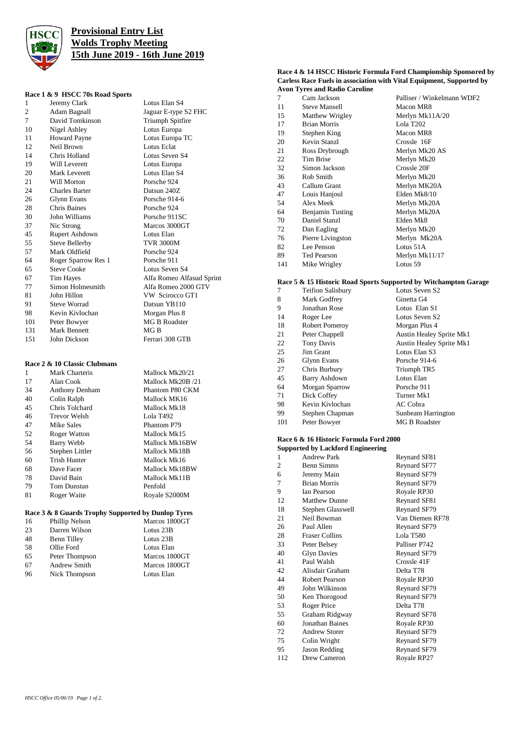# Provisional Entry List
# Wolds Trophy Meeting
# 15th June 2019 - 16th June 2019

### Race 1 & 9 HSCC 70s Road Sports

| | | |
|---|---|---|
| 1 | Jeremy Clark | Lotus Elan S4 |
| 2 | Adam Bagnall | Jaguar E-type S2 FHC |
| 7 | David Tomkinson | Triumph Spitfire |
| 10 | Nigel Ashley | Lotus Europa |
| 11 | Howard Payne | Lotus Europa TC |
| 12 | Neil Brown | Lotus Eclat |
| 14 | Chris Holland | Lotus Seven S4 |
| 19 | Will Leverett | Lotus Europa |
| 20 | Mark Leverett | Lotus Elan S4 |
| 21 | Will Morton | Porsche 924 |
| 24 | Charles Barter | Datsun 240Z |
| 26 | Glynn Evans | Porsche 914-6 |
| 28 | Chris Baines | Porsche 924 |
| 30 | John Williams | Porsche 911SC |
| 37 | Nic Strong | Marcos 3000GT |
| 45 | Rupert Ashdown | Lotus Elan |
| 55 | Steve Bellerby | TVR 3000M |
| 57 | Mark Oldfield | Porsche 924 |
| 64 | Roger Sparrow Res 1 | Porsche 911 |
| 65 | Steve Cooke | Lotus Seven S4 |
| 67 | Tim Hayes | Alfa Romeo Alfasud Sprint |
| 77 | Simon Holmesmith | Alfa Romeo 2000 GTV |
| 81 | John Hillon | VW Scirocco GT1 |
| 91 | Steve Worrad | Datsun YB110 |
| 98 | Kevin Kivlochan | Morgan Plus 8 |
| 101 | Peter Bowyer | MG B Roadster |
| 131 | Mark Bennett | MG B |
| 151 | John Dickson | Ferrari 308 GTB |

### Race 2 & 10 Classic Clubmans

| | | |
|---|---|---|
| 1 | Mark Charteris | Mallock Mk20/21 |
| 17 | Alan Cook | Mallock Mk20B /21 |
| 34 | Anthony Denham | Phantom P80 CKM |
| 40 | Colin Ralph | Mallock MK16 |
| 45 | Chris Tolchard | Mallock Mk18 |
| 46 | Trevor Welsh | Lola T492 |
| 47 | Mike Sales | Phantom P79 |
| 52 | Roger Watton | Mallock Mk15 |
| 54 | Barry Webb | Mallock Mk16BW |
| 56 | Stephen Littler | Mallock Mk18B |
| 60 | Trish Hunter | Mallock Mk16 |
| 68 | Dave Facer | Mallock Mk18BW |
| 78 | David Bain | Mallock Mk11B |
| 79 | Tom Dunstan | Penfold |
| 81 | Roger Waite | Royale S2000M |

### Race 3 & 8 Guards Trophy Supported by Dunlop Tyres

| | | |
|---|---|---|
| 16 | Phillip Nelson | Marcos 1800GT |
| 23 | Darren Wilson | Lotus 23B |
| 48 | Benn Tilley | Lotus 23B |
| 58 | Ollie Ford | Lotus Elan |
| 65 | Peter Thompson | Marcos 1800GT |
| 67 | Andrew Smith | Marcos 1800GT |
| 96 | Nick Thompson | Lotus Elan |

### Race 4 & 14 HSCC Historic Formula Ford Championship Sponsored by Carless Race Fuels in association with Vital Equipment, Supported by Avon Tyres and Radio Caroline

| | | |
|---|---|---|
| 7 | Cam Jackson | Palliser / Winkelmann WDF2 |
| 11 | Steve Mansell | Macon MR8 |
| 15 | Matthew Wrigley | Merlyn Mk11A/20 |
| 17 | Brian Morris | Lola T202 |
| 19 | Stephen King | Macon MR8 |
| 20 | Kevin Stanzl | Crossle 16F |
| 21 | Ross Drybrough | Merlyn Mk20 AS |
| 22 | Tim Brise | Merlyn Mk20 |
| 32 | Simon Jackson | Crossle 20F |
| 36 | Rob Smith | Merlyn Mk20 |
| 43 | Callum Grant | Merlyn MK20A |
| 47 | Louis Hanjoul | Elden Mk8/10 |
| 54 | Alex Meek | Merlyn Mk20A |
| 64 | Benjamin Tusting | Merlyn Mk20A |
| 70 | Daniel Stanzl | Elden Mk8 |
| 72 | Dan Eagling | Merlyn Mk20 |
| 76 | Pierre Livingston | Merlyn Mk20A |
| 82 | Lee Penson | Lotus 51A |
| 89 | Ted Pearson | Merlyn Mk11/17 |
| 141 | Mike Wrigley | Lotus 59 |

### Race 5 & 15 Historic Road Sports Supported by Witchampton Garage

| | | |
|---|---|---|
| 7 | Teifion Salisbury | Lotus Seven S2 |
| 8 | Mark Godfrey | Ginetta G4 |
| 9 | Jonathan Rose | Lotus Elan S1 |
| 14 | Roger Lee | Lotus Seven S2 |
| 18 | Robert Pomeroy | Morgan Plus 4 |
| 21 | Peter Chappell | Austin Healey Sprite Mk1 |
| 22 | Tony Davis | Austin Healey Sprite Mk1 |
| 25 | Jim Grant | Lotus Elan S3 |
| 26 | Glynn Evans | Porsche 914-6 |
| 27 | Chris Burbury | Triumph TR5 |
| 45 | Barry Ashdown | Lotus Elan |
| 64 | Morgan Sparrow | Porsche 911 |
| 71 | Dick Coffey | Turner Mk1 |
| 98 | Kevin Kivlochan | AC Cobra |
| 99 | Stephen Chapman | Sunbeam Harrington |
| 101 | Peter Bowyer | MG B Roadster |

### Race 6 & 16 Historic Formula Ford 2000 Supported by Lackford Engineering

| | | |
|---|---|---|
| 1 | Andrew Park | Reynard SF81 |
| 2 | Benn Simms | Reynard SF77 |
| 6 | Jeremy Main | Reynard SF79 |
| 7 | Brian Morris | Reynard SF79 |
| 9 | Ian Pearson | Royale RP30 |
| 12 | Matthew Dunne | Reynard SF81 |
| 18 | Stephen Glasswell | Reynard SF79 |
| 21 | Neil Bowman | Van Diemen RF78 |
| 26 | Paul Allen | Reynard SF79 |
| 28 | Fraser Collins | Lola T580 |
| 33 | Peter Belsey | Palliser P742 |
| 40 | Glyn Davies | Reynard SF79 |
| 41 | Paul Walsh | Crossle 41F |
| 42 | Alisdair Graham | Delta T78 |
| 44 | Robert Pearson | Royale RP30 |
| 49 | John Wilkinson | Reynard SF79 |
| 50 | Ken Thorogood | Reynard SF79 |
| 53 | Roger Price | Delta T78 |
| 55 | Graham Ridgway | Reynard SF78 |
| 60 | Jonathan Baines | Royale RP30 |
| 72 | Andrew Storer | Reynard SF79 |
| 75 | Colin Wright | Reynard SF79 |
| 95 | Jason Redding | Reynard SF79 |
| 112 | Drew Cameron | Royale RP27 |

*HSCC Office 05/06/19*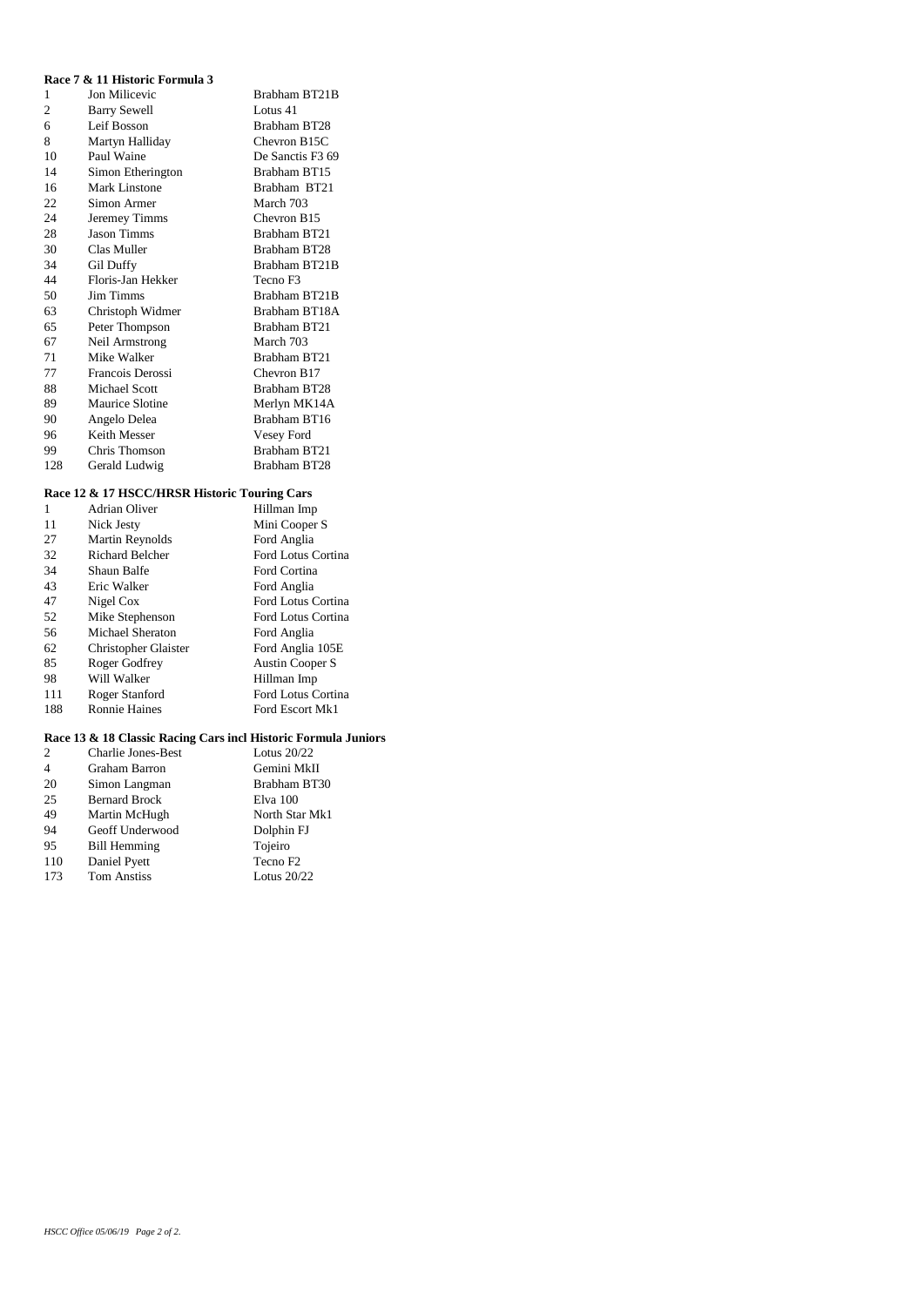**Race 7 & 11 Historic Formula 3**

| | | |
|---|---|---|
| 1 | Jon Milicevic | Brabham BT21B |
| 2 | Barry Sewell | Lotus 41 |
| 6 | Leif Bosson | Brabham BT28 |
| 8 | Martyn Halliday | Chevron B15C |
| 10 | Paul Waine | De Sanctis F3 69 |
| 14 | Simon Etherington | Brabham BT15 |
| 16 | Mark Linstone | Brabham  BT21 |
| 22 | Simon Armer | March 703 |
| 24 | Jeremey Timms | Chevron B15 |
| 28 | Jason Timms | Brabham BT21 |
| 30 | Clas Muller | Brabham BT28 |
| 34 | Gil Duffy | Brabham BT21B |
| 44 | Floris-Jan Hekker | Tecno F3 |
| 50 | Jim Timms | Brabham BT21B |
| 63 | Christoph Widmer | Brabham BT18A |
| 65 | Peter Thompson | Brabham BT21 |
| 67 | Neil Armstrong | March 703 |
| 71 | Mike Walker | Brabham BT21 |
| 77 | Francois Derossi | Chevron B17 |
| 88 | Michael Scott | Brabham BT28 |
| 89 | Maurice Slotine | Merlyn MK14A |
| 90 | Angelo Delea | Brabham BT16 |
| 96 | Keith Messer | Vesey Ford |
| 99 | Chris Thomson | Brabham BT21 |
| 128 | Gerald Ludwig | Brabham BT28 |

**Race 12 & 17 HSCC/HRSR Historic Touring Cars**

| | | |
|---|---|---|
| 1 | Adrian Oliver | Hillman Imp |
| 11 | Nick Jesty | Mini Cooper S |
| 27 | Martin Reynolds | Ford Anglia |
| 32 | Richard Belcher | Ford Lotus Cortina |
| 34 | Shaun Balfe | Ford Cortina |
| 43 | Eric Walker | Ford Anglia |
| 47 | Nigel Cox | Ford Lotus Cortina |
| 52 | Mike Stephenson | Ford Lotus Cortina |
| 56 | Michael Sheraton | Ford Anglia |
| 62 | Christopher Glaister | Ford Anglia 105E |
| 85 | Roger Godfrey | Austin Cooper S |
| 98 | Will Walker | Hillman Imp |
| 111 | Roger Stanford | Ford Lotus Cortina |
| 188 | Ronnie Haines | Ford Escort Mk1 |

**Race 13 & 18 Classic Racing Cars incl Historic Formula Juniors**

| | | |
|---|---|---|
| 2 | Charlie Jones-Best | Lotus 20/22 |
| 4 | Graham Barron | Gemini MkII |
| 20 | Simon Langman | Brabham BT30 |
| 25 | Bernard Brock | Elva 100 |
| 49 | Martin McHugh | North Star Mk1 |
| 94 | Geoff Underwood | Dolphin FJ |
| 95 | Bill Hemming | Tojeiro |
| 110 | Daniel Pyett | Tecno F2 |
| 173 | Tom Anstiss | Lotus 20/22 |